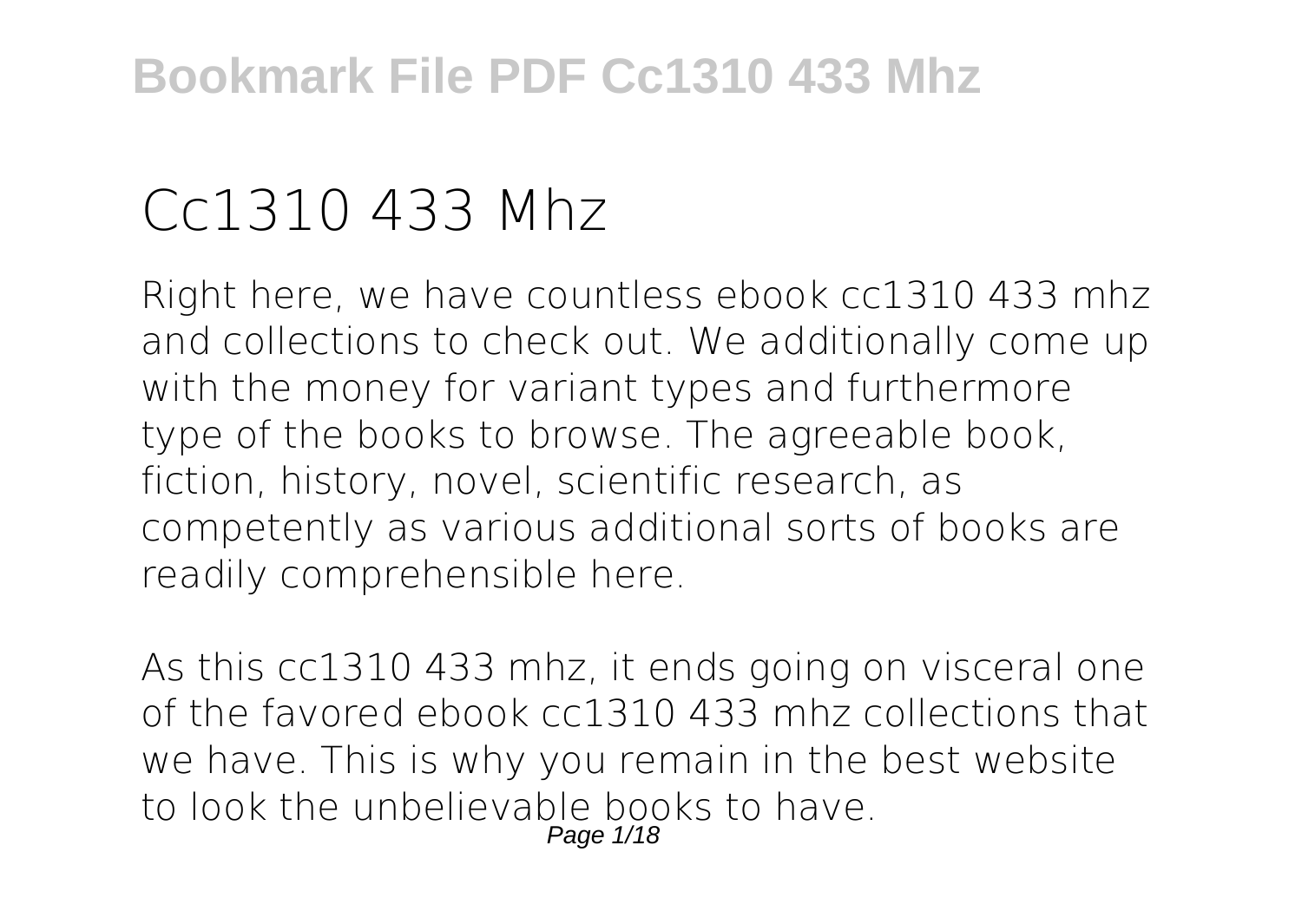# Cc1310 433 Mhz

Right here, we have countless ebook cc1310 433 mhz and collections to check out. We additionally come up with the money for variant types and furthermore type of the books to browse. The agreeable book, fiction, history, novel, scientific research, as competently as various additional sorts of books are readily comprehensible here.

As this cc1310 433 mhz, it ends going on visceral one of the favored ebook cc1310 433 mhz collections that we have. This is why you remain in the best website to look the unbelievable books to have.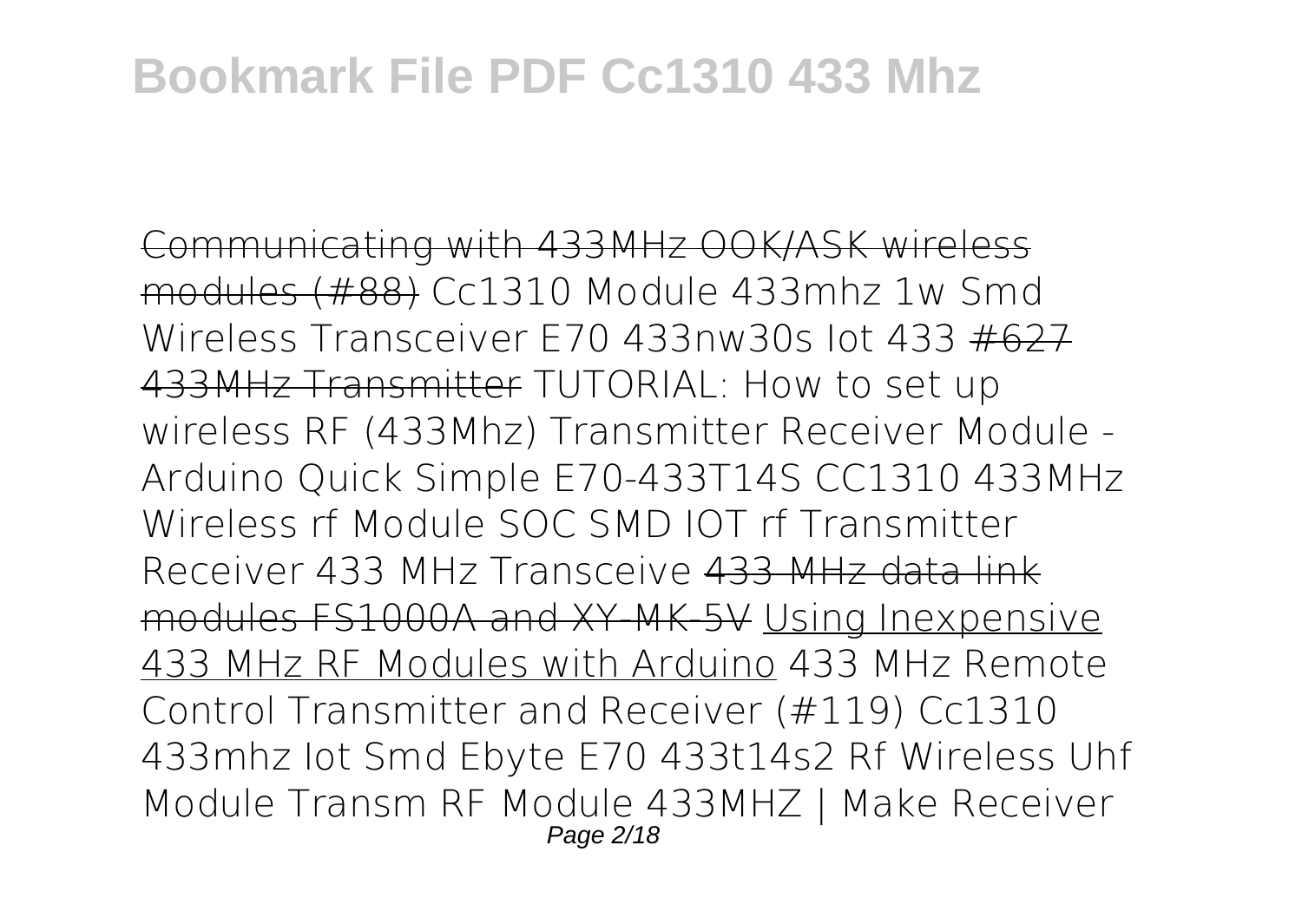~~Communicating with 433MHz OOK/ASK wireless modules (#88)~~ Cc1310 Module 433mhz 1w Smd Wireless Transceiver E70 433nw30s Iot 433 ~~#627 433MHz Transmitter~~ TUTORIAL: How to set up wireless RF (433Mhz) Transmitter Receiver Module - Arduino Quick Simple E70-433T14S CC1310 433MHz Wireless rf Module SOC SMD IOT rf Transmitter Receiver 433 MHz Transceive ~~433 MHz data link modules FS1000A and XY-MK-5V~~ Using Inexpensive 433 MHz RF Modules with Arduino 433 MHz Remote Control Transmitter and Receiver (#119) Cc1310 433mhz Iot Smd Ebyte E70 433t14s2 Rf Wireless Uhf Module Transm RF Module 433MHZ | Make Receiver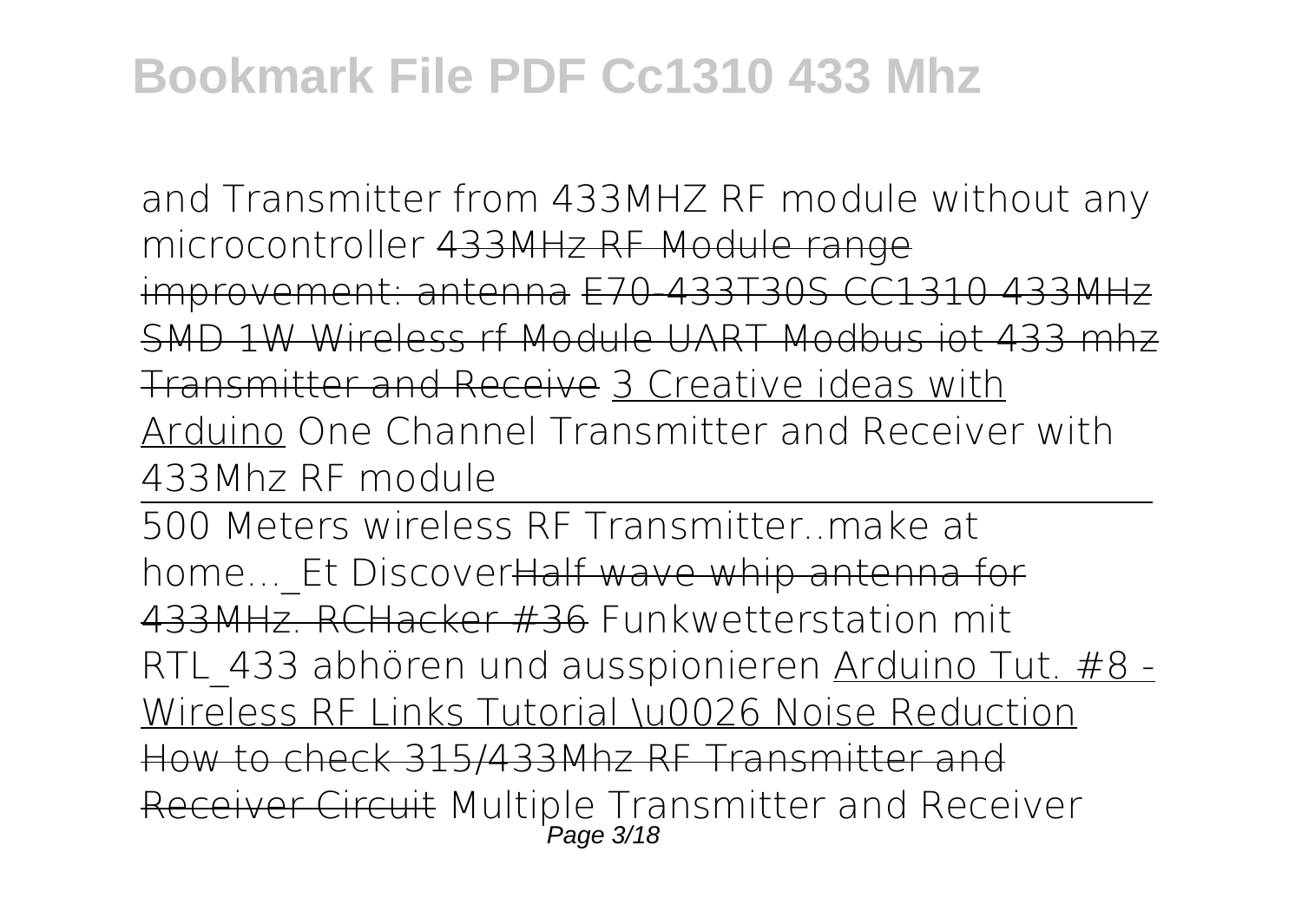and Transmitter from 433MHZ RF module without any microcontroller ~~433MHz RF Module range improvement: antenna~~ ~~E70-433T30S CC1310 433MHz SMD 1W Wireless rf Module UART Modbus iot 433 mhz Transmitter and Receive~~ 3 Creative ideas with Arduino One Channel Transmitter and Receiver with 433Mhz RF module

500 Meters wireless RF Transmitter..make at home..._Et Discover~~Half wave whip antenna for 433MHz. RCHacker #36~~ Funkwetterstation mit RTL_433 abhören und ausspionieren Arduino Tut. #8 - Wireless RF Links Tutorial \u0026 Noise Reduction ~~How to check 315/433Mhz RF Transmitter and Receiver Circuit~~ Multiple Transmitter and Receiver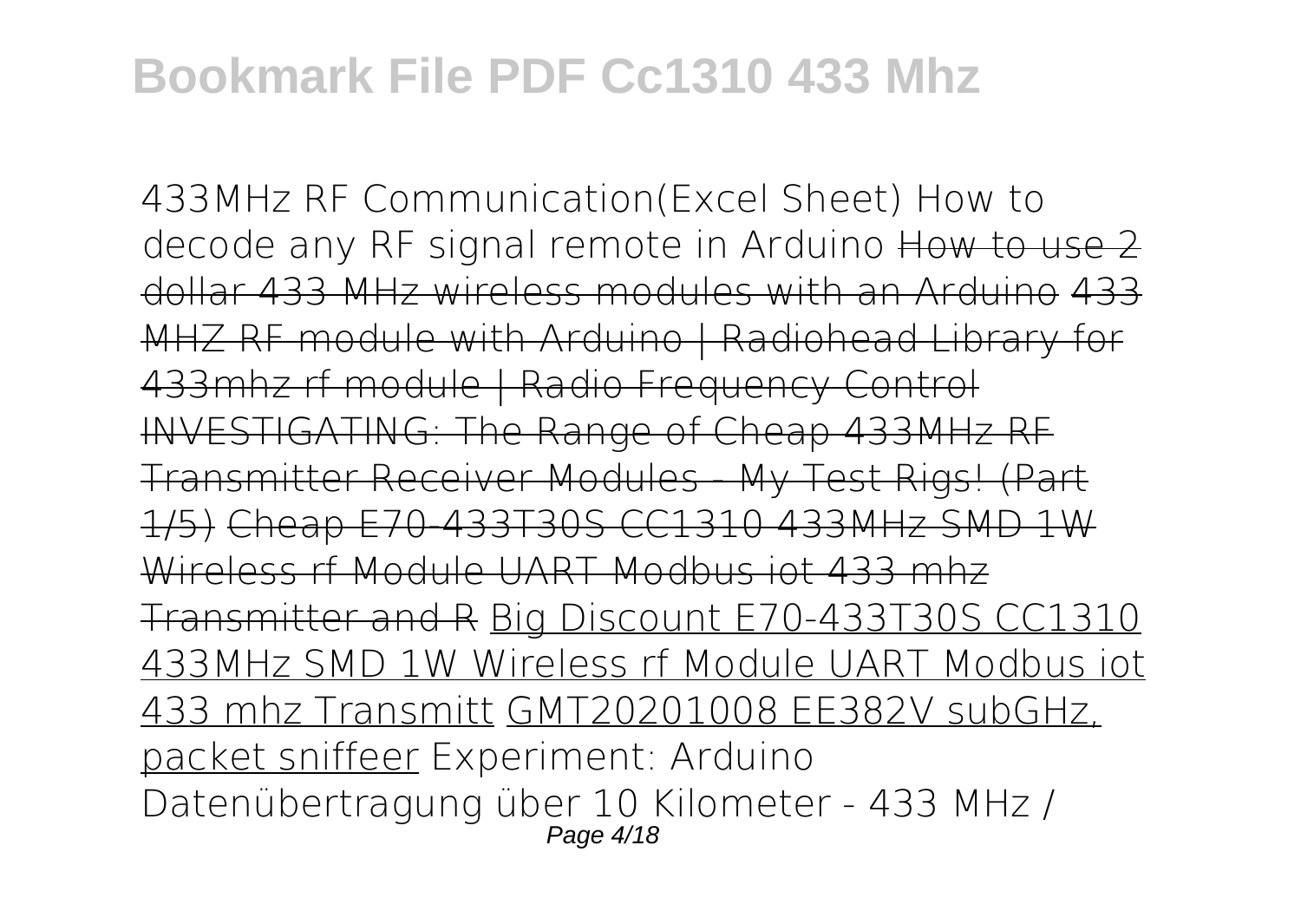433MHz RF Communication(Excel Sheet) How to decode any RF signal remote in Arduino ~~How to use 2 dollar 433 MHz wireless modules with an Arduino~~ ~~433 MHZ RF module with Arduino | Radiohead Library for 433mhz rf module | Radio Frequency Control~~ ~~INVESTIGATING: The Range of Cheap 433MHz RF Transmitter Receiver Modules - My Test Rigs! (Part 1/5)~~ ~~Cheap E70-433T30S CC1310 433MHz SMD 1W Wireless rf Module UART Modbus iot 433 mhz Transmitter and R~~ Big Discount E70-433T30S CC1310 433MHz SMD 1W Wireless rf Module UART Modbus iot 433 mhz Transmitt GMT20201008 EE382V subGHz, packet sniffeer Experiment: Arduino Datenübertragung über 10 Kilometer - 433 MHz /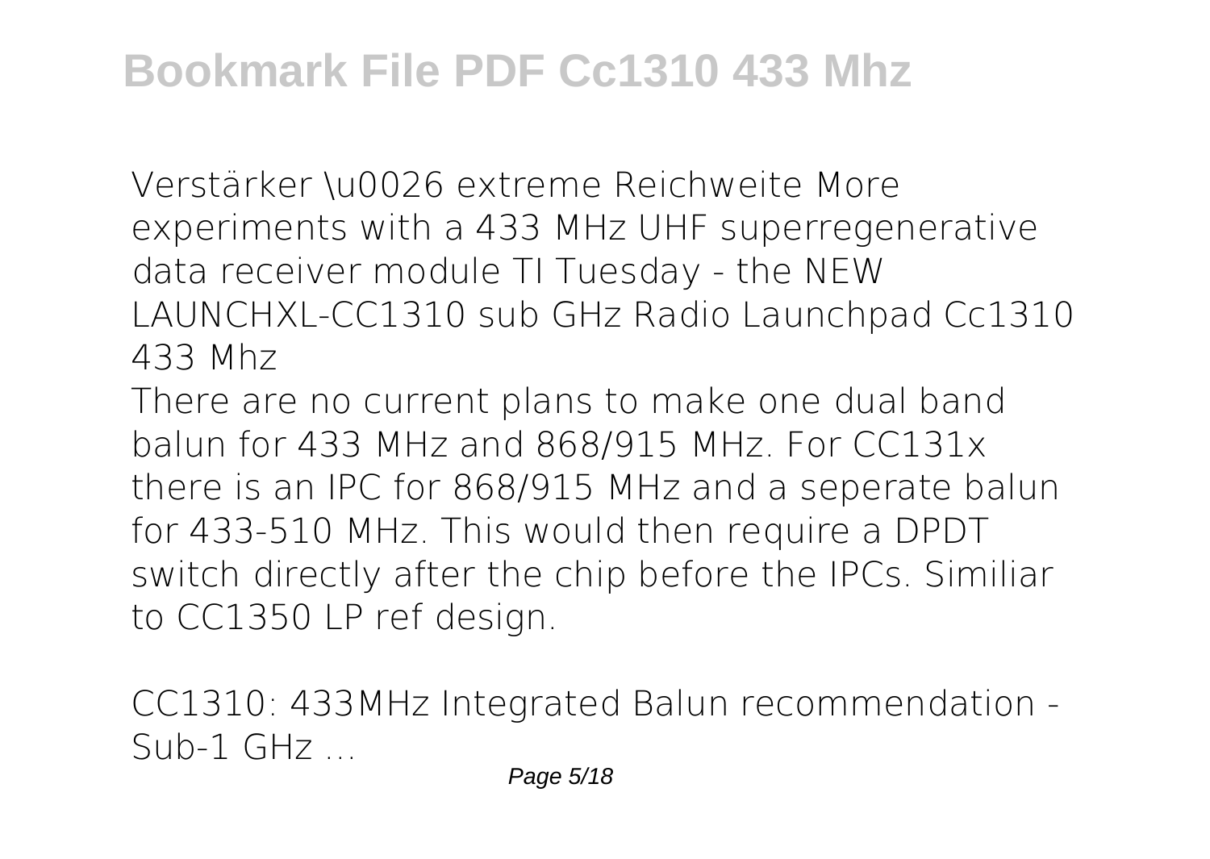Verstärker \u0026 extreme Reichweite More experiments with a 433 MHz UHF superregenerative data receiver module TI Tuesday - the NEW LAUNCHXL-CC1310 sub GHz Radio Launchpad Cc1310 433 Mhz

There are no current plans to make one dual band balun for 433 MHz and 868/915 MHz. For CC131x there is an IPC for 868/915 MHz and a seperate balun for 433-510 MHz. This would then require a DPDT switch directly after the chip before the IPCs. Similiar to CC1350 LP ref design.

CC1310: 433MHz Integrated Balun recommendation - Sub-1 GHz ...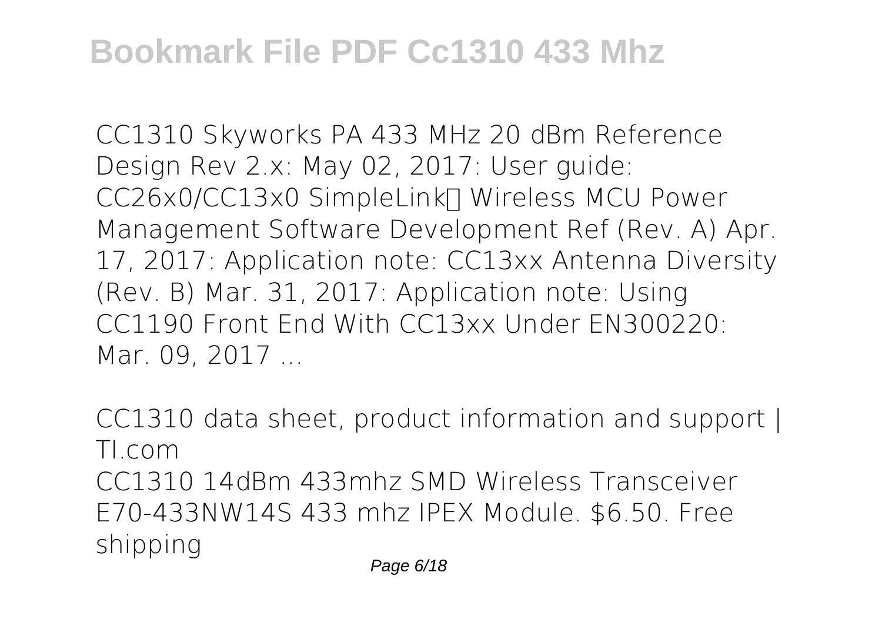CC1310 Skyworks PA 433 MHz 20 dBm Reference Design Rev 2.x: May 02, 2017: User guide: CC26x0/CC13x0 SimpleLink™ Wireless MCU Power Management Software Development Ref (Rev. A) Apr. 17, 2017: Application note: CC13xx Antenna Diversity (Rev. B) Mar. 31, 2017: Application note: Using CC1190 Front End With CC13xx Under EN300220: Mar. 09, 2017 ...

CC1310 data sheet, product information and support | TI.com

CC1310 14dBm 433mhz SMD Wireless Transceiver E70-433NW14S 433 mhz IPEX Module. $6.50. Free shipping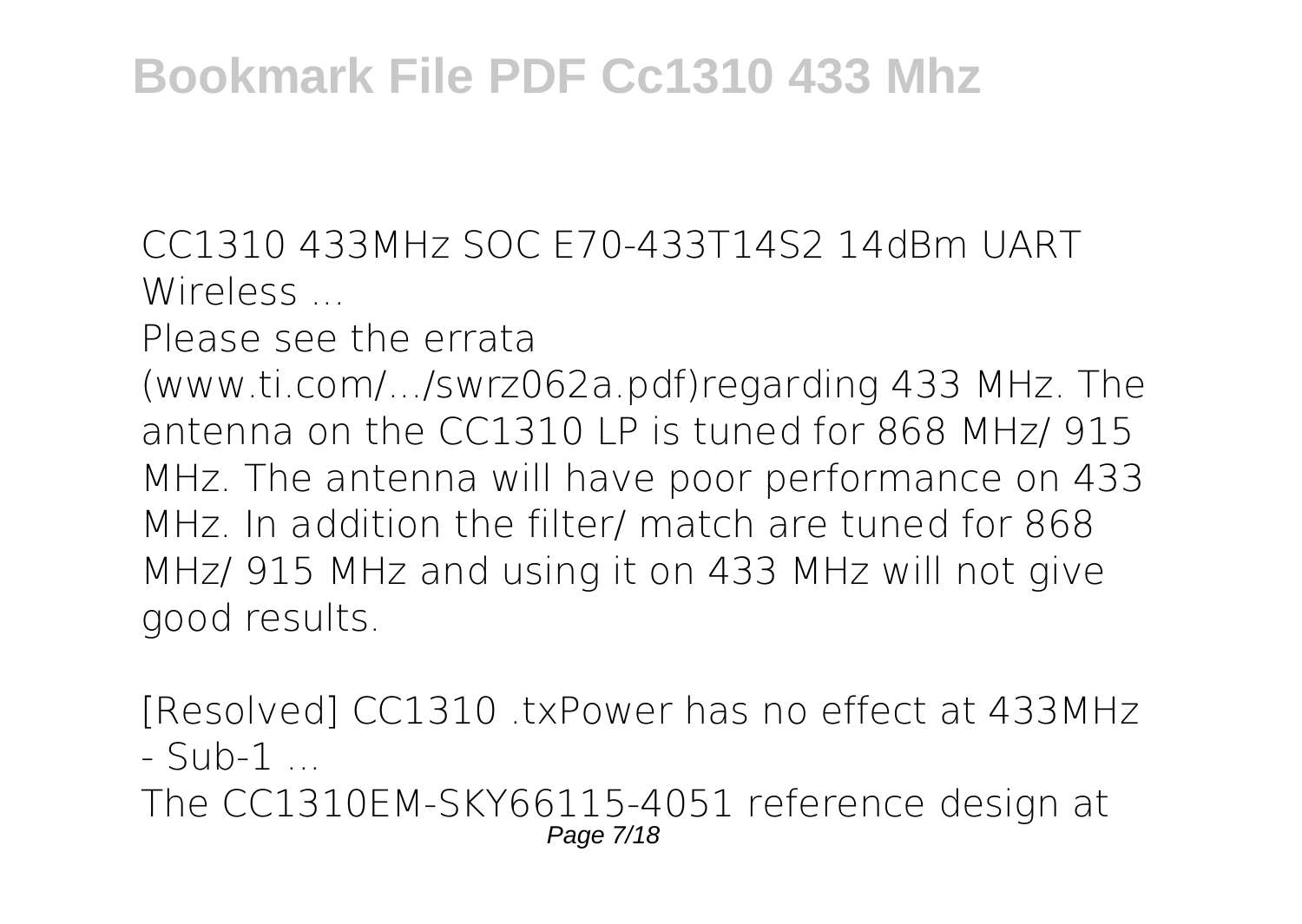CC1310 433MHz SOC E70-433T14S2 14dBm UART Wireless ...

Please see the errata (www.ti.com/.../swrz062a.pdf)regarding 433 MHz. The antenna on the CC1310 LP is tuned for 868 MHz/ 915 MHz. The antenna will have poor performance on 433 MHz. In addition the filter/ match are tuned for 868 MHz/ 915 MHz and using it on 433 MHz will not give good results.

[Resolved] CC1310 .txPower has no effect at 433MHz - Sub-1 ...

The CC1310EM-SKY66115-4051 reference design at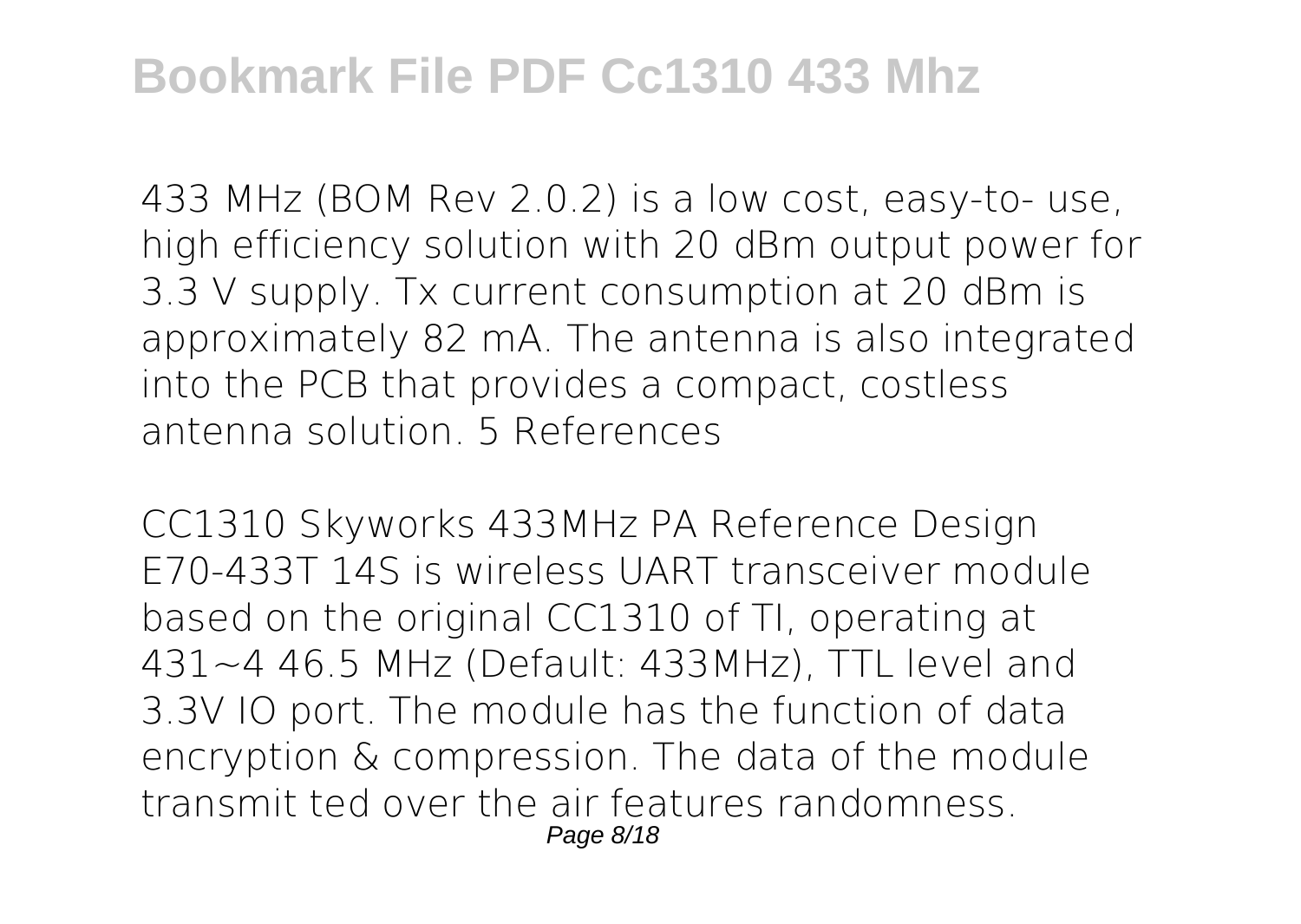433 MHz (BOM Rev 2.0.2) is a low cost, easy-to- use, high efficiency solution with 20 dBm output power for 3.3 V supply. Tx current consumption at 20 dBm is approximately 82 mA. The antenna is also integrated into the PCB that provides a compact, costless antenna solution. 5 References

CC1310 Skyworks 433MHz PA Reference Design

E70-433T 14S is wireless UART transceiver module based on the original CC1310 of TI, operating at 431~4 46.5 MHz (Default: 433MHz), TTL level and 3.3V IO port. The module has the function of data encryption & compression. The data of the module transmit ted over the air features randomness.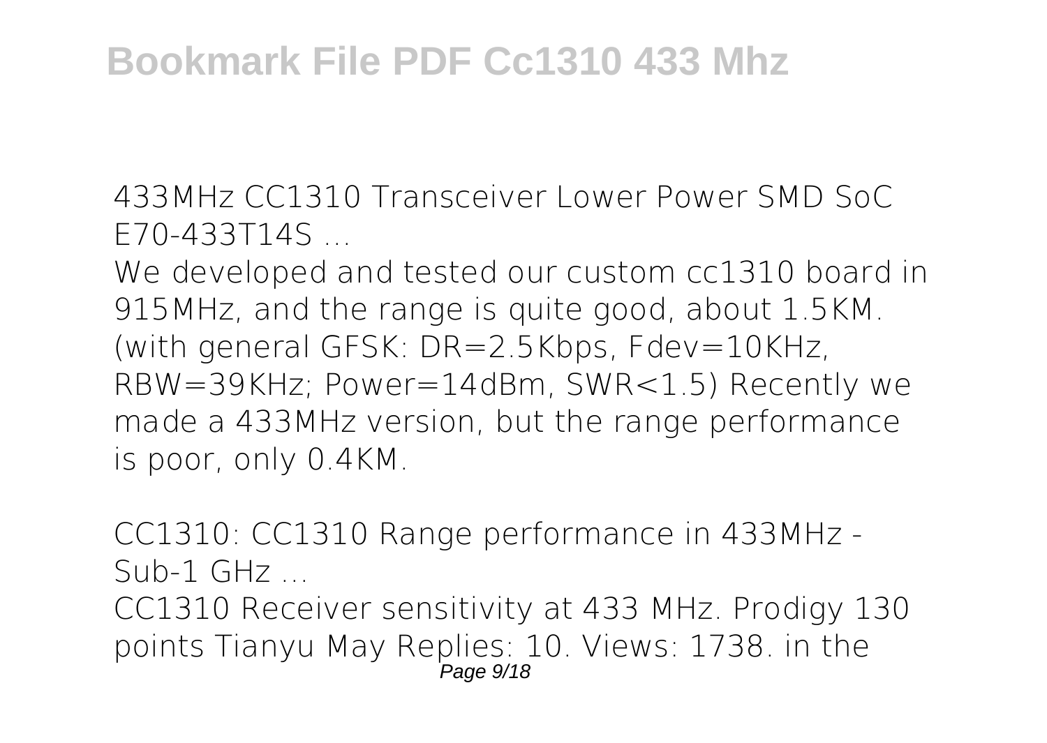433MHz CC1310 Transceiver Lower Power SMD SoC E70-433T14S ...

We developed and tested our custom cc1310 board in 915MHz, and the range is quite good, about 1.5KM. (with general GFSK: DR=2.5Kbps, Fdev=10KHz, RBW=39KHz; Power=14dBm, SWR<1.5) Recently we made a 433MHz version, but the range performance is poor, only 0.4KM.

CC1310: CC1310 Range performance in 433MHz - Sub-1 GHz ...

CC1310 Receiver sensitivity at 433 MHz. Prodigy 130 points Tianyu May Replies: 10. Views: 1738. in the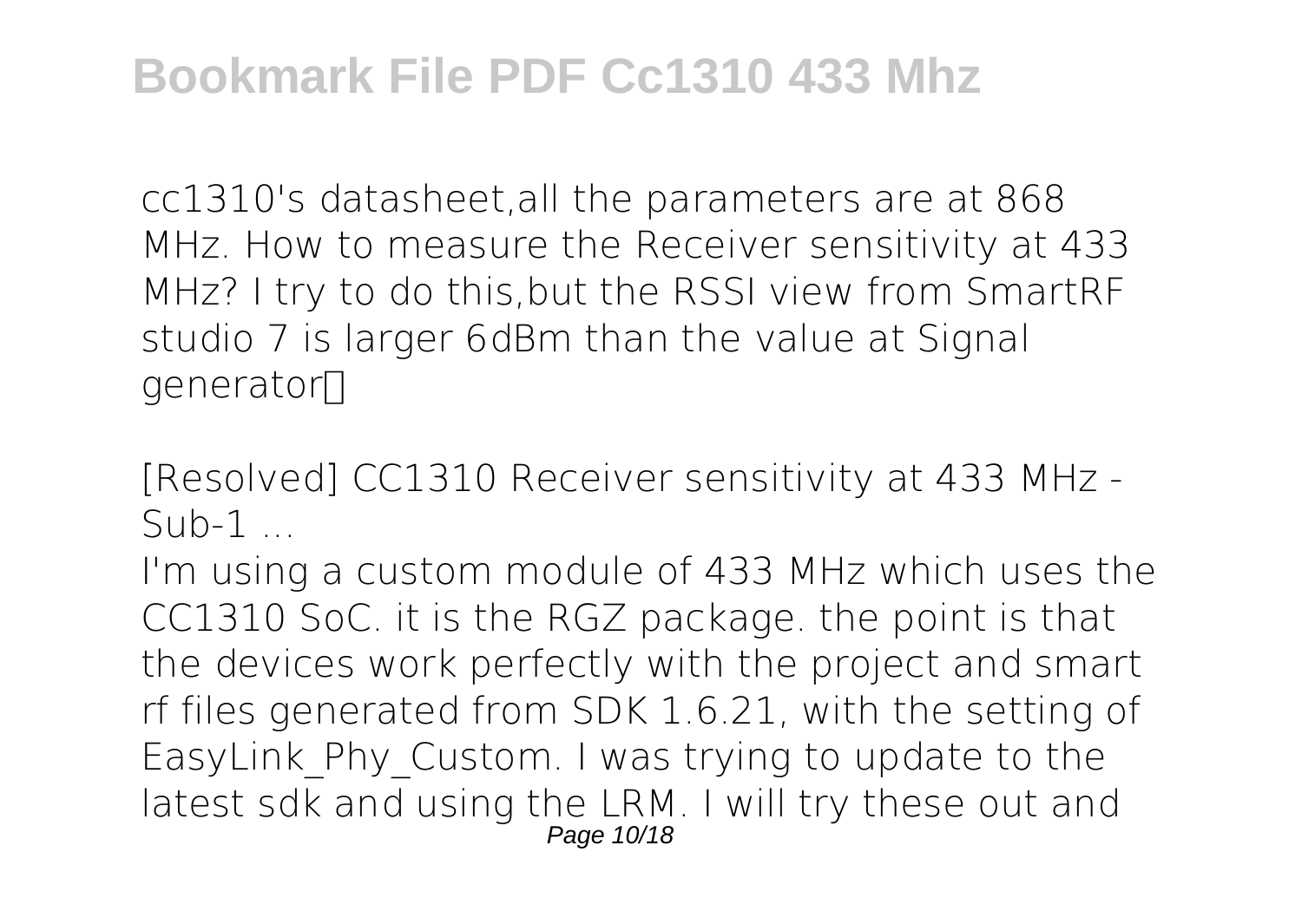cc1310's datasheet,all the parameters are at 868 MHz. How to measure the Receiver sensitivity at 433 MHz? I try to do this,but the RSSI view from SmartRF studio 7 is larger 6dBm than the value at Signal generator？

[Resolved] CC1310 Receiver sensitivity at 433 MHz - Sub-1 ...

I'm using a custom module of 433 MHz which uses the CC1310 SoC. it is the RGZ package. the point is that the devices work perfectly with the project and smart rf files generated from SDK 1.6.21, with the setting of EasyLink_Phy_Custom. I was trying to update to the latest sdk and using the LRM. I will try these out and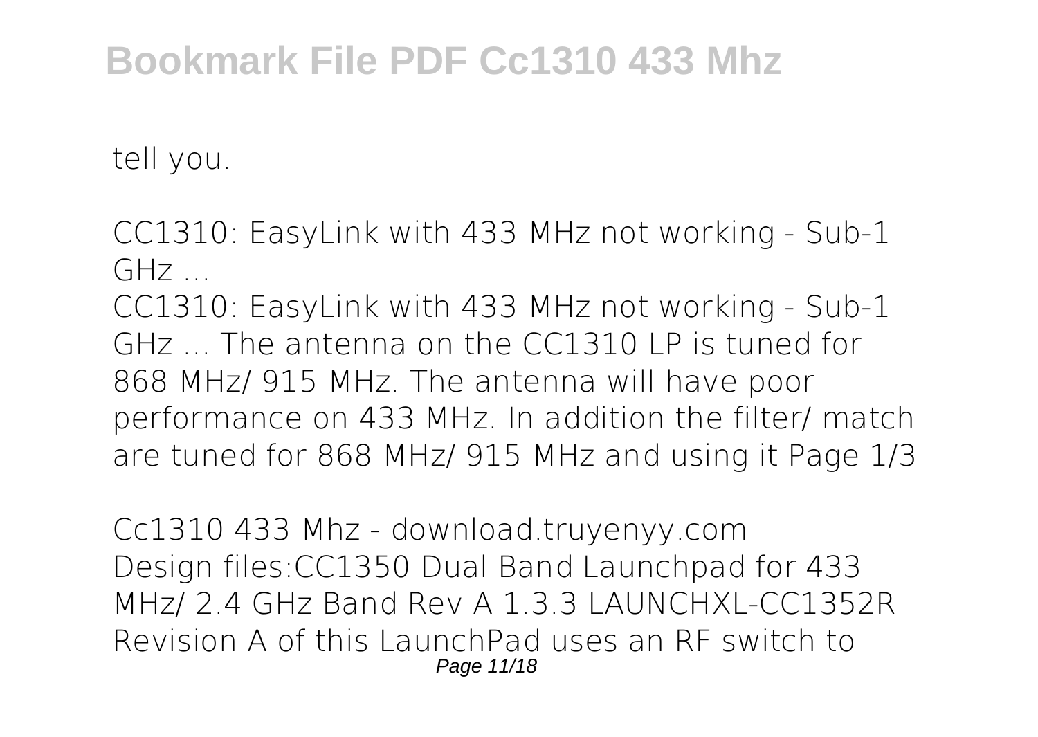tell you.

*CC1310: EasyLink with 433 MHz not working - Sub-1 GHz ...*

CC1310: EasyLink with 433 MHz not working - Sub-1 GHz ... The antenna on the CC1310 LP is tuned for 868 MHz/ 915 MHz. The antenna will have poor performance on 433 MHz. In addition the filter/ match are tuned for 868 MHz/ 915 MHz and using it Page 1/3

*Cc1310 433 Mhz - download.truyenyy.com*

Design files:CC1350 Dual Band Launchpad for 433 MHz/ 2.4 GHz Band Rev A 1.3.3 LAUNCHXL-CC1352R Revision A of this LaunchPad uses an RF switch to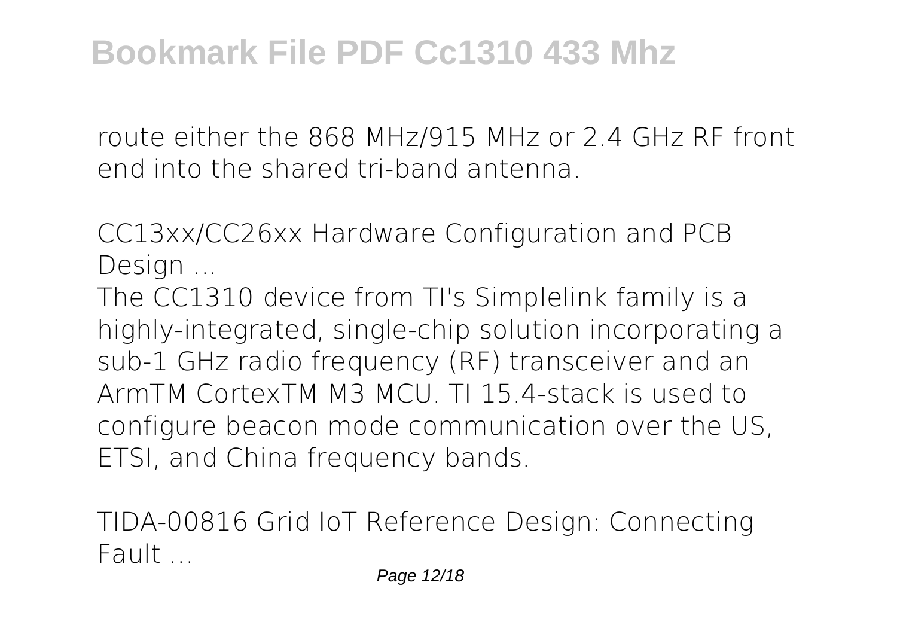route either the 868 MHz/915 MHz or 2.4 GHz RF front end into the shared tri-band antenna.

*CC13xx/CC26xx Hardware Configuration and PCB Design ...*

The CC1310 device from TI's Simplelink family is a highly-integrated, single-chip solution incorporating a sub-1 GHz radio frequency (RF) transceiver and an ArmTM CortexTM M3 MCU. TI 15.4-stack is used to configure beacon mode communication over the US, ETSI, and China frequency bands.

*TIDA-00816 Grid IoT Reference Design: Connecting Fault ...*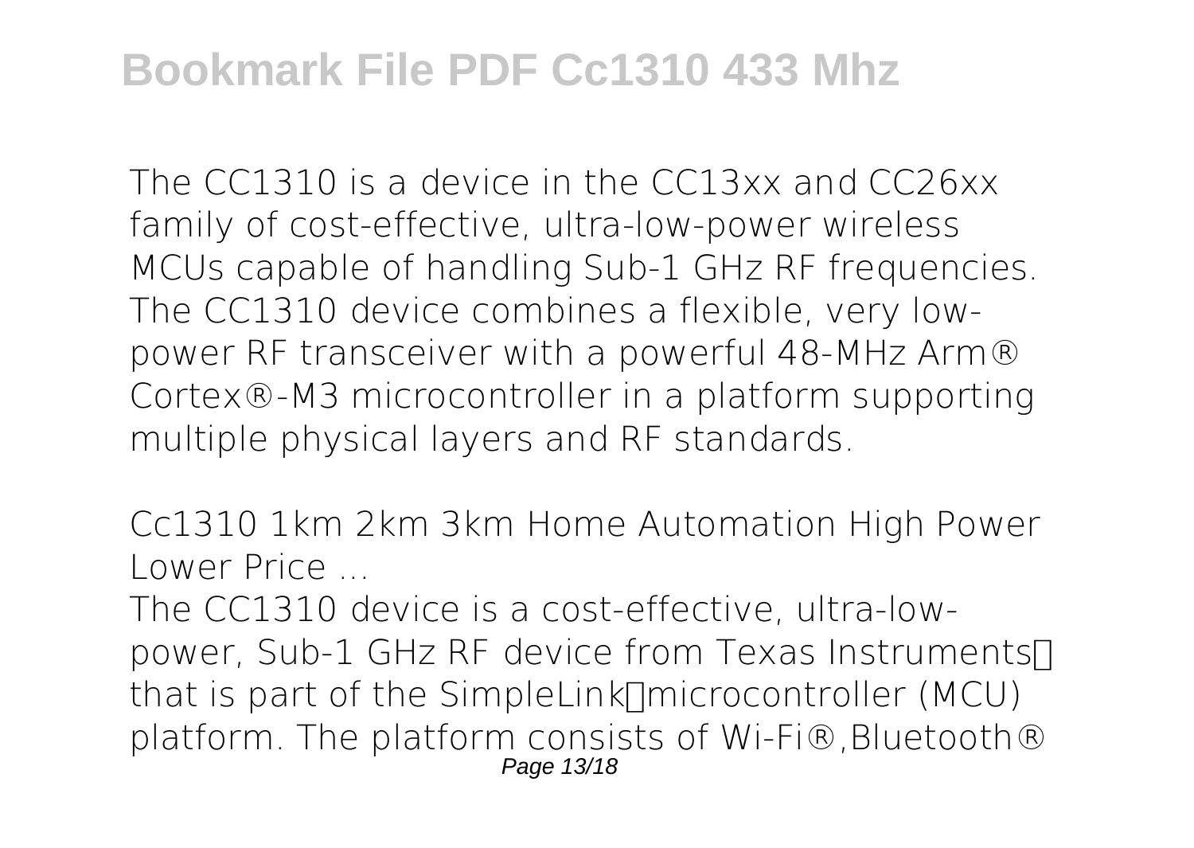The CC1310 is a device in the CC13xx and CC26xx family of cost-effective, ultra-low-power wireless MCUs capable of handling Sub-1 GHz RF frequencies. The CC1310 device combines a flexible, very low-power RF transceiver with a powerful 48-MHz Arm® Cortex®-M3 microcontroller in a platform supporting multiple physical layers and RF standards.

*Cc1310 1km 2km 3km Home Automation High Power Lower Price ...*

The CC1310 device is a cost-effective, ultra-low-power, Sub-1 GHz RF device from Texas Instruments that is part of the SimpleLink microcontroller (MCU) platform. The platform consists of Wi-Fi®,Bluetooth®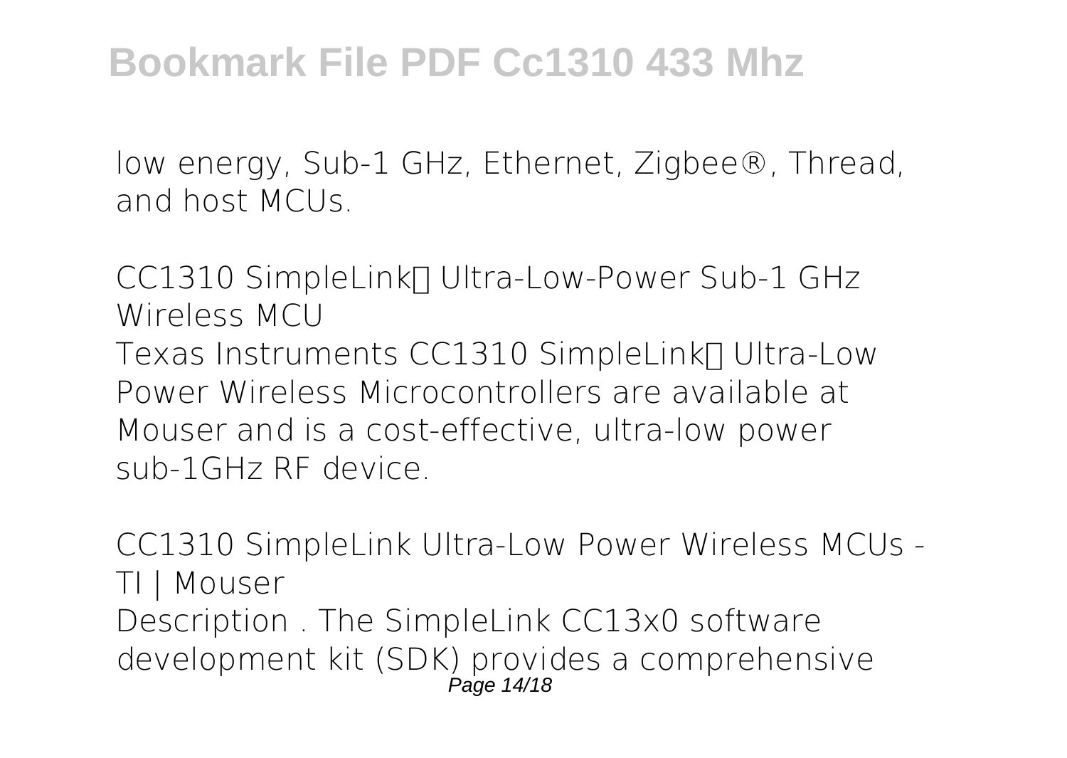low energy, Sub-1 GHz, Ethernet, Zigbee®, Thread, and host MCUs.

*CC1310 SimpleLink™ Ultra-Low-Power Sub-1 GHz Wireless MCU*

Texas Instruments CC1310 SimpleLink™ Ultra-Low Power Wireless Microcontrollers are available at Mouser and is a cost-effective, ultra-low power sub-1GHz RF device.

*CC1310 SimpleLink Ultra-Low Power Wireless MCUs - TI | Mouser*

Description . The SimpleLink CC13x0 software development kit (SDK) provides a comprehensive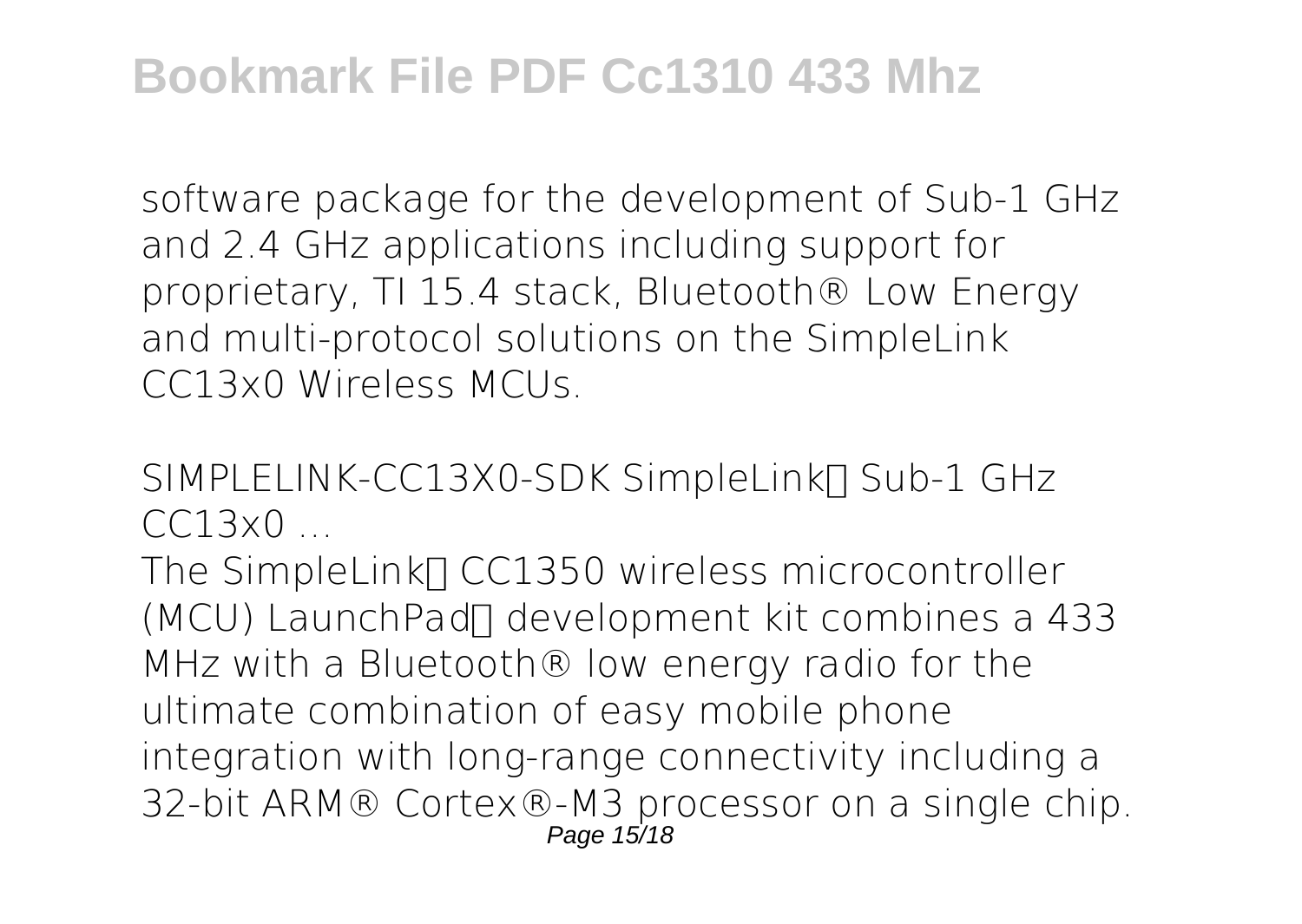software package for the development of Sub-1 GHz and 2.4 GHz applications including support for proprietary, TI 15.4 stack, Bluetooth® Low Energy and multi-protocol solutions on the SimpleLink CC13x0 Wireless MCUs.

*SIMPLELINK-CC13X0-SDK SimpleLink™ Sub-1 GHz CC13x0 ...*

The SimpleLink™ CC1350 wireless microcontroller (MCU) LaunchPad™ development kit combines a 433 MHz with a Bluetooth® low energy radio for the ultimate combination of easy mobile phone integration with long-range connectivity including a 32-bit ARM® Cortex®-M3 processor on a single chip.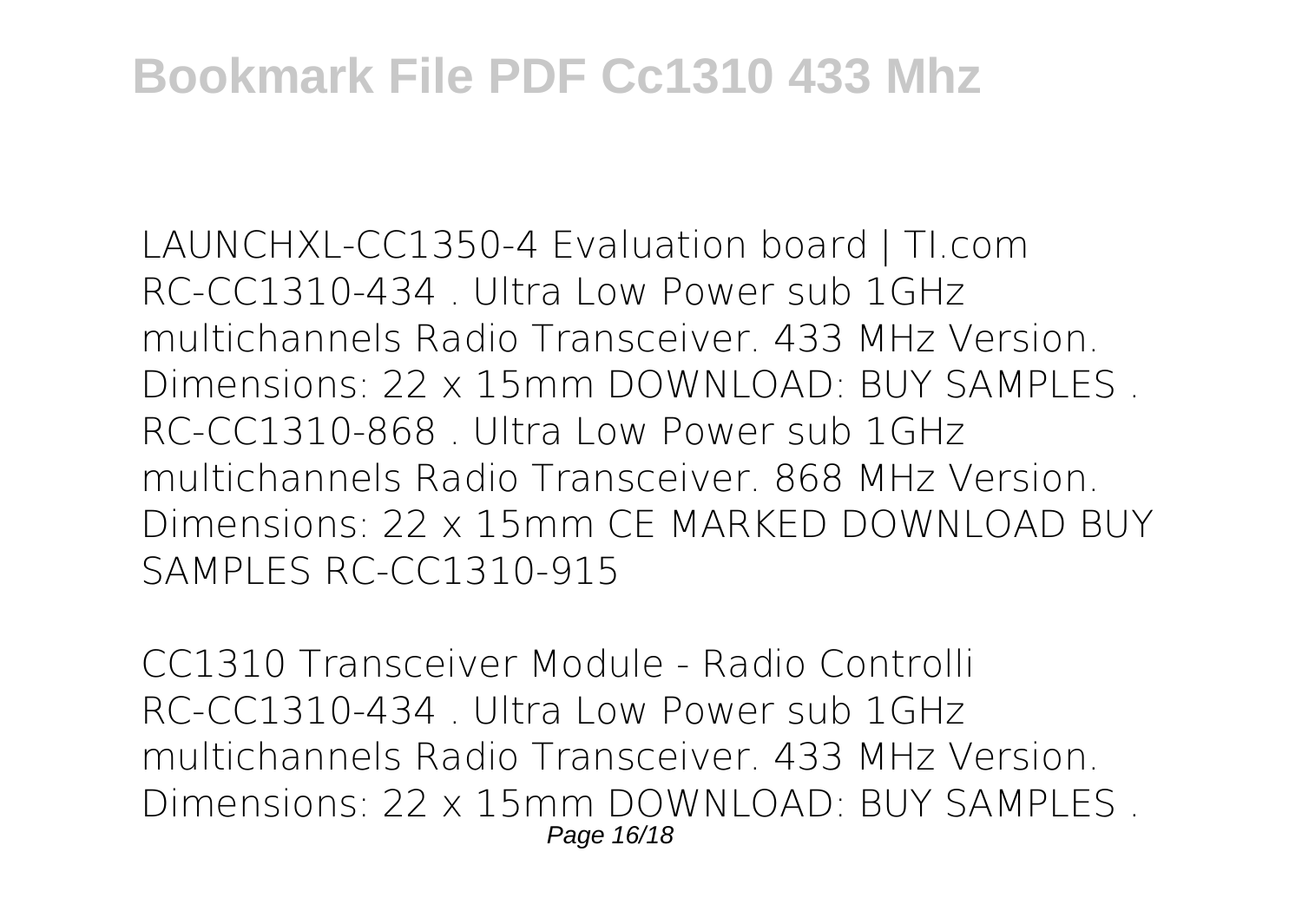LAUNCHXL-CC1350-4 Evaluation board | TI.com
RC-CC1310-434 . Ultra Low Power sub 1GHz multichannels Radio Transceiver. 433 MHz Version. Dimensions: 22 x 15mm DOWNLOAD: BUY SAMPLES . RC-CC1310-868 . Ultra Low Power sub 1GHz multichannels Radio Transceiver. 868 MHz Version. Dimensions: 22 x 15mm CE MARKED DOWNLOAD BUY SAMPLES RC-CC1310-915

CC1310 Transceiver Module - Radio Controlli
RC-CC1310-434 . Ultra Low Power sub 1GHz multichannels Radio Transceiver. 433 MHz Version. Dimensions: 22 x 15mm DOWNLOAD: BUY SAMPLES .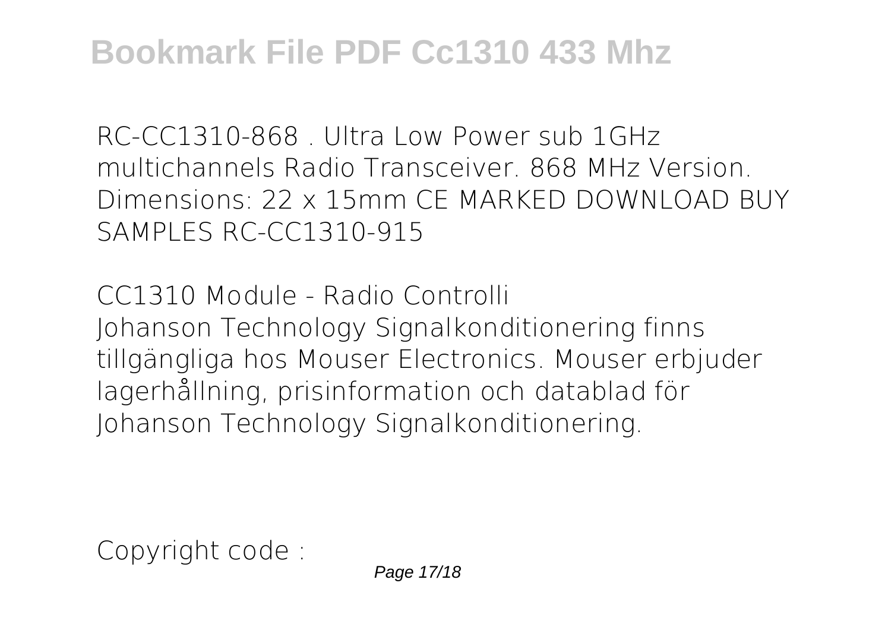RC-CC1310-868 . Ultra Low Power sub 1GHz multichannels Radio Transceiver. 868 MHz Version. Dimensions: 22 x 15mm CE MARKED DOWNLOAD BUY SAMPLES RC-CC1310-915

CC1310 Module - Radio Controlli

Johanson Technology Signalkonditionering finns tillgängliga hos Mouser Electronics. Mouser erbjuder lagerhållning, prisinformation och datablad för Johanson Technology Signalkonditionering.

Copyright code :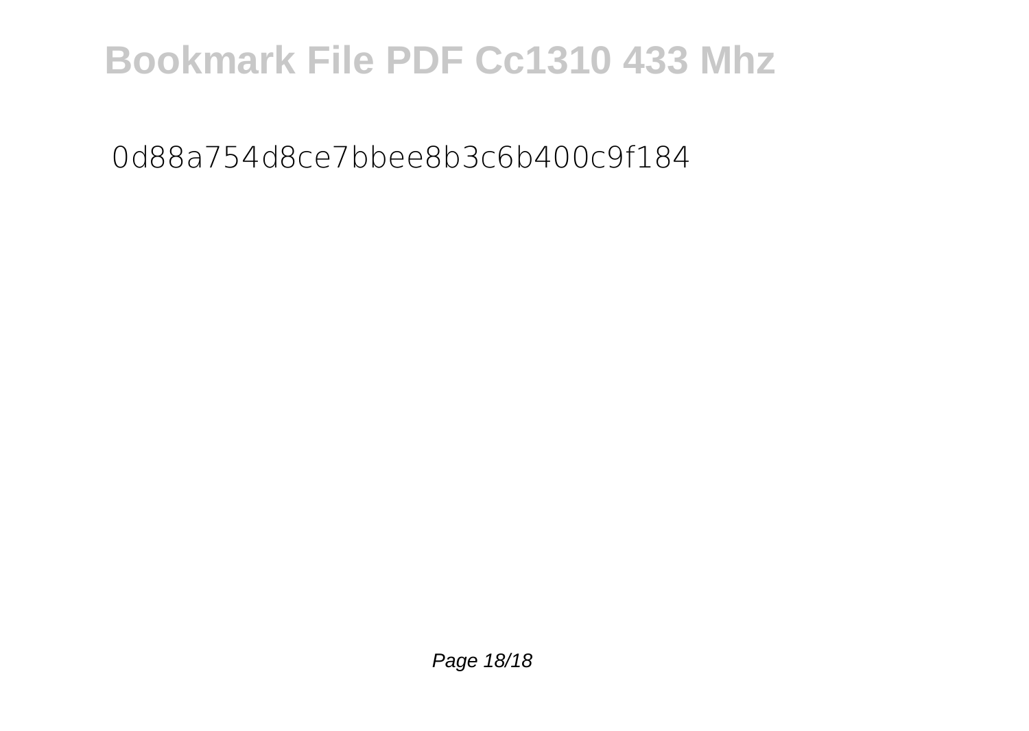0d88a754d8ce7bbee8b3c6b400c9f184